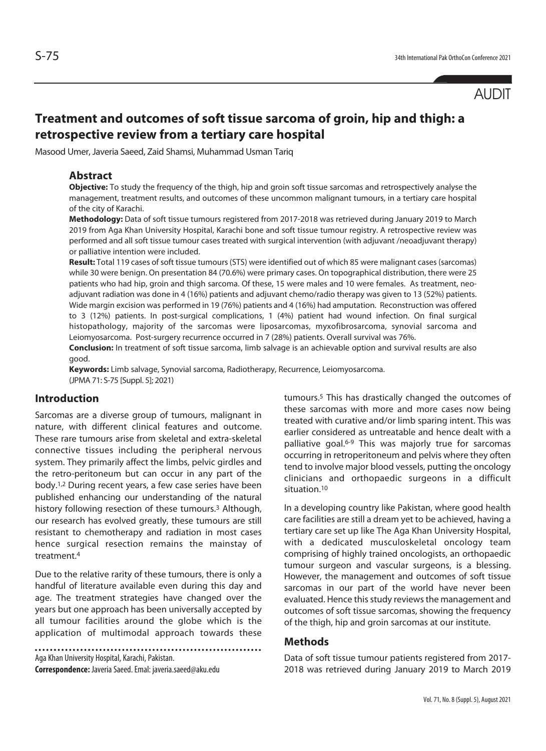AUDIT

# Treatment and outcomes of soft tissue sarcoma of groin, hip and thigh: a retrospective review from a tertiary care hospital

Masood Umer, Javeria Saeed, Zaid Shamsi, Muhammad Usman Tariq

## Abstract

**Objective:** To study the frequency of the thigh, hip and groin soft tissue sarcomas and retrospectively analyse the management, treatment results, and outcomes of these uncommon malignant tumours, in a tertiary care hospital of the city of Karachi.

**Methodology:** Data of soft tissue tumours registered from 2017-2018 was retrieved during January 2019 to March 2019 from Aga Khan University Hospital, Karachi bone and soft tissue tumour registry. A retrospective review was performed and all soft tissue tumour cases treated with surgical intervention (with adjuvant /neoadjuvant therapy) or palliative intention were included.

**Result:** Total 119 cases of soft tissue tumours (STS) were identified out of which 85 were malignant cases (sarcomas) while 30 were benign. On presentation 84 (70.6%) were primary cases. On topographical distribution, there were 25 patients who had hip, groin and thigh sarcoma. Of these, 15 were males and 10 were females. As treatment, neo-adjuvant radiation was done in 4 (16%) patients and adjuvant chemo/radio therapy was given to 13 (52%) patients. Wide margin excision was performed in 19 (76%) patients and 4 (16%) had amputation. Reconstruction was offered to 3 (12%) patients. In post-surgical complications, 1 (4%) patient had wound infection. On final surgical histopathology, majority of the sarcomas were liposarcomas, myxofibrosarcoma, synovial sarcoma and Leiomyosarcoma. Post-surgery recurrence occurred in 7 (28%) patients. Overall survival was 76%.

**Conclusion:** In treatment of soft tissue sarcoma, limb salvage is an achievable option and survival results are also good.

**Keywords:** Limb salvage, Synovial sarcoma, Radiotherapy, Recurrence, Leiomyosarcoma.

(JPMA 71: S-75 [Suppl. 5]; 2021)

## Introduction

Sarcomas are a diverse group of tumours, malignant in nature, with different clinical features and outcome. These rare tumours arise from skeletal and extra-skeletal connective tissues including the peripheral nervous system. They primarily affect the limbs, pelvic girdles and the retro-peritoneum but can occur in any part of the body.[1,2] During recent years, a few case series have been published enhancing our understanding of the natural history following resection of these tumours.[3] Although, our research has evolved greatly, these tumours are still resistant to chemotherapy and radiation in most cases hence surgical resection remains the mainstay of treatment.[4]

Due to the relative rarity of these tumours, there is only a handful of literature available even during this day and age. The treatment strategies have changed over the years but one approach has been universally accepted by all tumour facilities around the globe which is the application of multimodal approach towards these tumours.[5] This has drastically changed the outcomes of these sarcomas with more and more cases now being treated with curative and/or limb sparing intent. This was earlier considered as untreatable and hence dealt with a palliative goal.[6-9] This was majorly true for sarcomas occurring in retroperitoneum and pelvis where they often tend to involve major blood vessels, putting the oncology clinicians and orthopaedic surgeons in a difficult situation.[10]

In a developing country like Pakistan, where good health care facilities are still a dream yet to be achieved, having a tertiary care set up like The Aga Khan University Hospital, with a dedicated musculoskeletal oncology team comprising of highly trained oncologists, an orthopaedic tumour surgeon and vascular surgeons, is a blessing. However, the management and outcomes of soft tissue sarcomas in our part of the world have never been evaluated. Hence this study reviews the management and outcomes of soft tissue sarcomas, showing the frequency of the thigh, hip and groin sarcomas at our institute.

## Methods

Data of soft tissue tumour patients registered from 2017-2018 was retrieved during January 2019 to March 2019

Aga Khan University Hospital, Karachi, Pakistan.

**Correspondence:** Javeria Saeed. Emal: javeria.saeed@aku.edu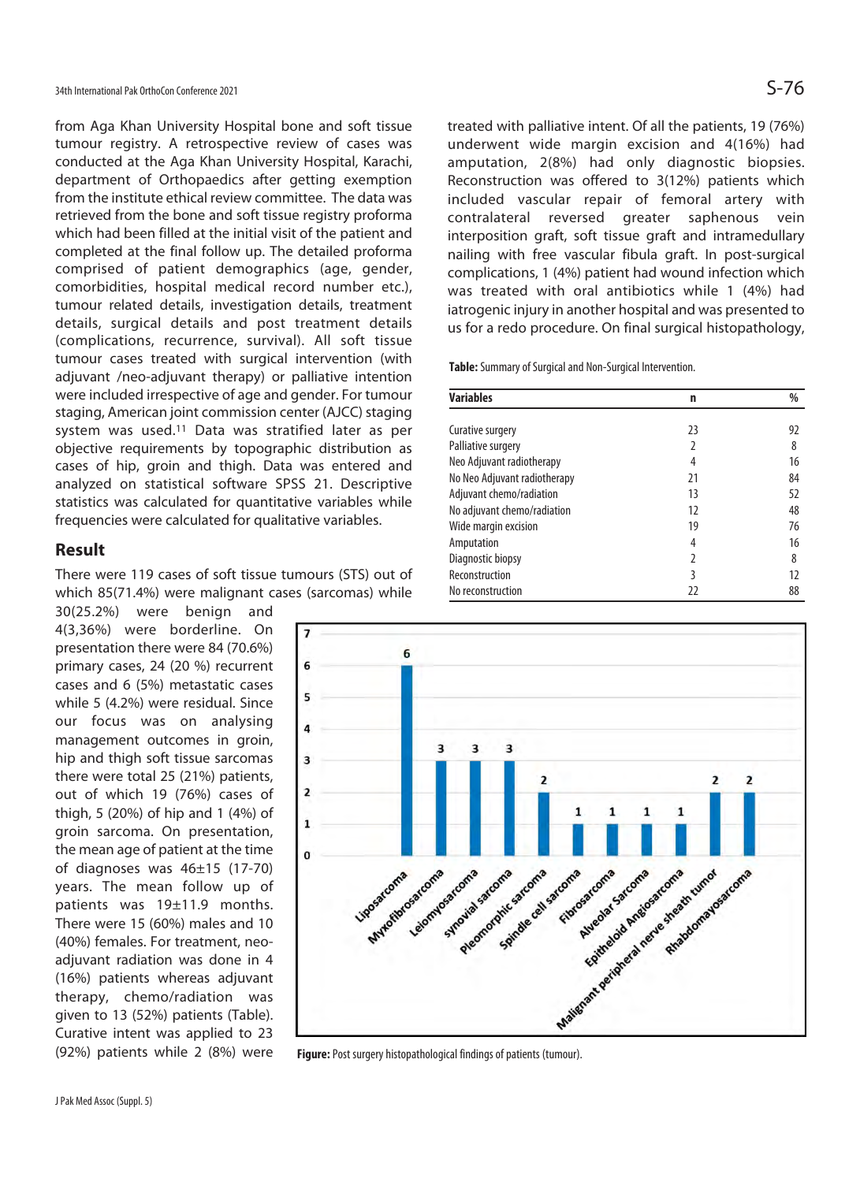from Aga Khan University Hospital bone and soft tissue tumour registry. A retrospective review of cases was conducted at the Aga Khan University Hospital, Karachi, department of Orthopaedics after getting exemption from the institute ethical review committee. The data was retrieved from the bone and soft tissue registry proforma which had been filled at the initial visit of the patient and completed at the final follow up. The detailed proforma comprised of patient demographics (age, gender, comorbidities, hospital medical record number etc.), tumour related details, investigation details, treatment details, surgical details and post treatment details (complications, recurrence, survival). All soft tissue tumour cases treated with surgical intervention (with adjuvant /neo-adjuvant therapy) or palliative intention were included irrespective of age and gender. For tumour staging, American joint commission center (AJCC) staging system was used.[11] Data was stratified later as per objective requirements by topographic distribution as cases of hip, groin and thigh. Data was entered and analyzed on statistical software SPSS 21. Descriptive statistics was calculated for quantitative variables while frequencies were calculated for qualitative variables.

## Result

There were 119 cases of soft tissue tumours (STS) out of which 85(71.4%) were malignant cases (sarcomas) while 30(25.2%) were benign and 4(3,36%) were borderline. On presentation there were 84 (70.6%) primary cases, 24 (20 %) recurrent cases and 6 (5%) metastatic cases while 5 (4.2%) were residual. Since our focus was on analysing management outcomes in groin, hip and thigh soft tissue sarcomas there were total 25 (21%) patients, out of which 19 (76%) cases of thigh, 5 (20%) of hip and 1 (4%) of groin sarcoma. On presentation, the mean age of patient at the time of diagnoses was 46±15 (17-70) years. The mean follow up of patients was 19±11.9 months. There were 15 (60%) males and 10 (40%) females. For treatment, neo-adjuvant radiation was done in 4 (16%) patients whereas adjuvant therapy, chemo/radiation was given to 13 (52%) patients (Table). Curative intent was applied to 23 (92%) patients while 2 (8%) were treated with palliative intent. Of all the patients, 19 (76%) underwent wide margin excision and 4(16%) had amputation, 2(8%) had only diagnostic biopsies. Reconstruction was offered to 3(12%) patients which included vascular repair of femoral artery with contralateral reversed greater saphenous vein interposition graft, soft tissue graft and intramedullary nailing with free vascular fibula graft. In post-surgical complications, 1 (4%) patient had wound infection which was treated with oral antibiotics while 1 (4%) had iatrogenic injury in another hospital and was presented to us for a redo procedure. On final surgical histopathology,

**Table:** Summary of Surgical and Non-Surgical Intervention.

| Variables | n | % |
|---|---|---|
| Curative surgery | 23 | 92 |
| Palliative surgery | 2 | 8 |
| Neo Adjuvant radiotherapy | 4 | 16 |
| No Neo Adjuvant radiotherapy | 21 | 84 |
| Adjuvant chemo/radiation | 13 | 52 |
| No adjuvant chemo/radiation | 12 | 48 |
| Wide margin excision | 19 | 76 |
| Amputation | 4 | 16 |
| Diagnostic biopsy | 2 | 8 |
| Reconstruction | 3 | 12 |
| No reconstruction | 22 | 88 |

**Figure:** Post surgery histopathological findings of patients (tumour).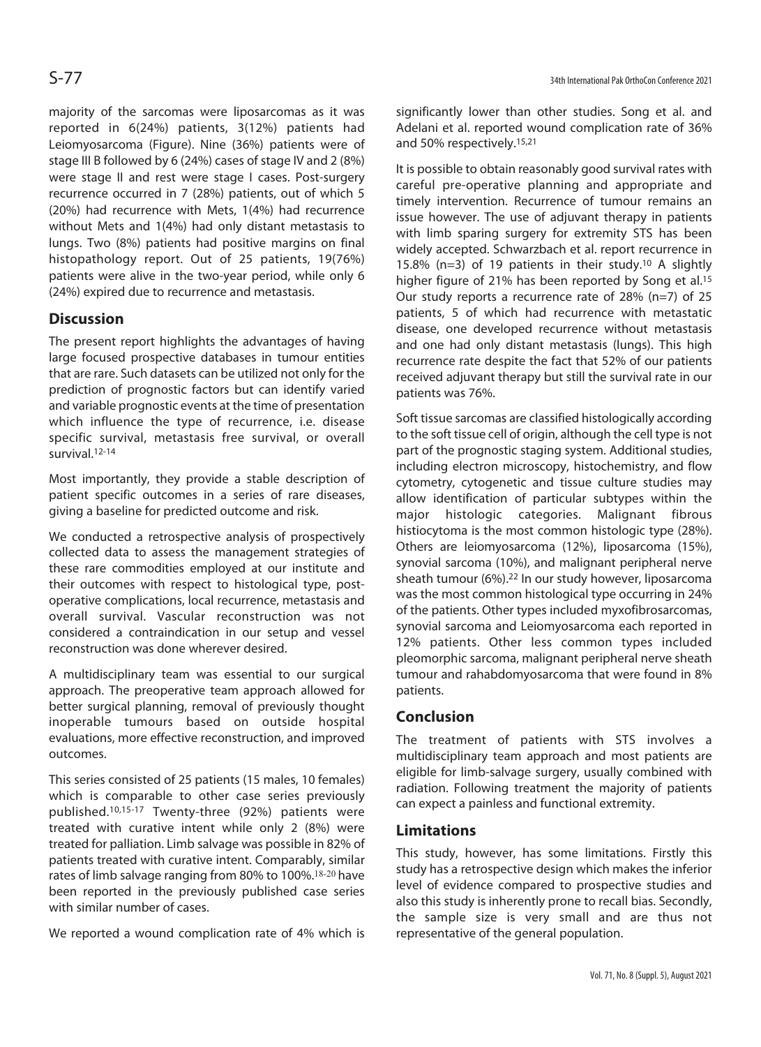majority of the sarcomas were liposarcomas as it was reported in 6(24%) patients, 3(12%) patients had Leiomyosarcoma (Figure). Nine (36%) patients were of stage III B followed by 6 (24%) cases of stage IV and 2 (8%) were stage II and rest were stage I cases. Post-surgery recurrence occurred in 7 (28%) patients, out of which 5 (20%) had recurrence with Mets, 1(4%) had recurrence without Mets and 1(4%) had only distant metastasis to lungs. Two (8%) patients had positive margins on final histopathology report. Out of 25 patients, 19(76%) patients were alive in the two-year period, while only 6 (24%) expired due to recurrence and metastasis.

## Discussion

The present report highlights the advantages of having large focused prospective databases in tumour entities that are rare. Such datasets can be utilized not only for the prediction of prognostic factors but can identify varied and variable prognostic events at the time of presentation which influence the type of recurrence, i.e. disease specific survival, metastasis free survival, or overall survival.[12-14]

Most importantly, they provide a stable description of patient specific outcomes in a series of rare diseases, giving a baseline for predicted outcome and risk.

We conducted a retrospective analysis of prospectively collected data to assess the management strategies of these rare commodities employed at our institute and their outcomes with respect to histological type, post-operative complications, local recurrence, metastasis and overall survival. Vascular reconstruction was not considered a contraindication in our setup and vessel reconstruction was done wherever desired.

A multidisciplinary team was essential to our surgical approach. The preoperative team approach allowed for better surgical planning, removal of previously thought inoperable tumours based on outside hospital evaluations, more effective reconstruction, and improved outcomes.

This series consisted of 25 patients (15 males, 10 females) which is comparable to other case series previously published.[10,15-17] Twenty-three (92%) patients were treated with curative intent while only 2 (8%) were treated for palliation. Limb salvage was possible in 82% of patients treated with curative intent. Comparably, similar rates of limb salvage ranging from 80% to 100%.[18-20] have been reported in the previously published case series with similar number of cases.

We reported a wound complication rate of 4% which is significantly lower than other studies. Song et al. and Adelani et al. reported wound complication rate of 36% and 50% respectively.[15,21]

It is possible to obtain reasonably good survival rates with careful pre-operative planning and appropriate and timely intervention. Recurrence of tumour remains an issue however. The use of adjuvant therapy in patients with limb sparing surgery for extremity STS has been widely accepted. Schwarzbach et al. report recurrence in 15.8% (n=3) of 19 patients in their study.[10] A slightly higher figure of 21% has been reported by Song et al.[15] Our study reports a recurrence rate of 28% (n=7) of 25 patients, 5 of which had recurrence with metastatic disease, one developed recurrence without metastasis and one had only distant metastasis (lungs). This high recurrence rate despite the fact that 52% of our patients received adjuvant therapy but still the survival rate in our patients was 76%.

Soft tissue sarcomas are classified histologically according to the soft tissue cell of origin, although the cell type is not part of the prognostic staging system. Additional studies, including electron microscopy, histochemistry, and flow cytometry, cytogenetic and tissue culture studies may allow identification of particular subtypes within the major histologic categories. Malignant fibrous histiocytoma is the most common histologic type (28%). Others are leiomyosarcoma (12%), liposarcoma (15%), synovial sarcoma (10%), and malignant peripheral nerve sheath tumour (6%).[22] In our study however, liposarcoma was the most common histological type occurring in 24% of the patients. Other types included myxofibrosarcomas, synovial sarcoma and Leiomyosarcoma each reported in 12% patients. Other less common types included pleomorphic sarcoma, malignant peripheral nerve sheath tumour and rahabdomyosarcoma that were found in 8% patients.

## Conclusion

The treatment of patients with STS involves a multidisciplinary team approach and most patients are eligible for limb-salvage surgery, usually combined with radiation. Following treatment the majority of patients can expect a painless and functional extremity.

## Limitations

This study, however, has some limitations. Firstly this study has a retrospective design which makes the inferior level of evidence compared to prospective studies and also this study is inherently prone to recall bias. Secondly, the sample size is very small and are thus not representative of the general population.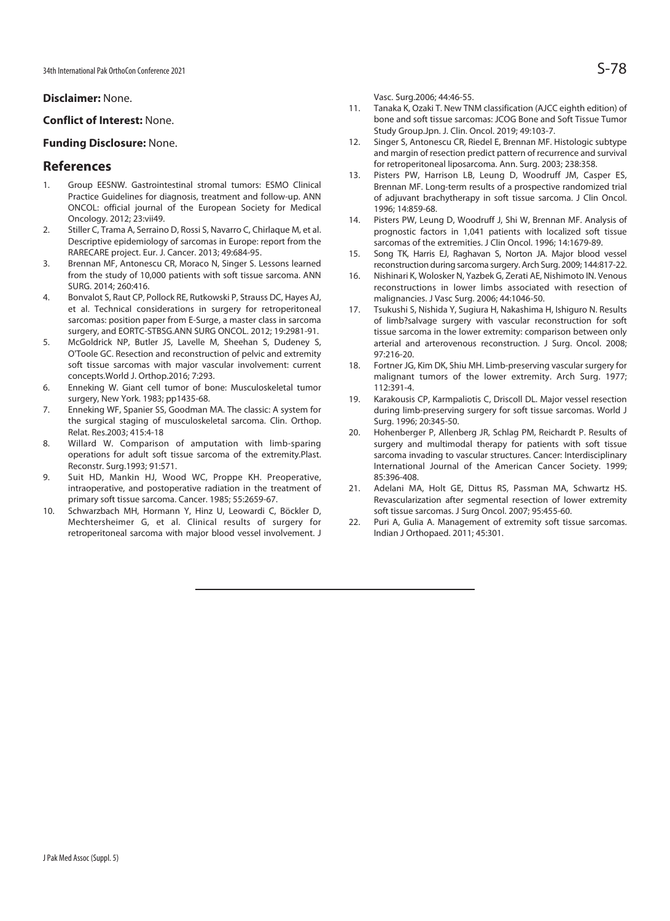**Disclaimer:** None.

**Conflict of Interest:** None.

**Funding Disclosure:** None.

## References

1. Group EESNW. Gastrointestinal stromal tumors: ESMO Clinical Practice Guidelines for diagnosis, treatment and follow-up. ANN ONCOL: official journal of the European Society for Medical Oncology. 2012; 23:vii49.
2. Stiller C, Trama A, Serraino D, Rossi S, Navarro C, Chirlaque M, et al. Descriptive epidemiology of sarcomas in Europe: report from the RARECARE project. Eur. J. Cancer. 2013; 49:684-95.
3. Brennan MF, Antonescu CR, Moraco N, Singer S. Lessons learned from the study of 10,000 patients with soft tissue sarcoma. ANN SURG. 2014; 260:416.
4. Bonvalot S, Raut CP, Pollock RE, Rutkowski P, Strauss DC, Hayes AJ, et al. Technical considerations in surgery for retroperitoneal sarcomas: position paper from E-Surge, a master class in sarcoma surgery, and EORTC-STBSG.ANN SURG ONCOL. 2012; 19:2981-91.
5. McGoldrick NP, Butler JS, Lavelle M, Sheehan S, Dudeney S, O'Toole GC. Resection and reconstruction of pelvic and extremity soft tissue sarcomas with major vascular involvement: current concepts.World J. Orthop.2016; 7:293.
6. Enneking W. Giant cell tumor of bone: Musculoskeletal tumor surgery, New York. 1983; pp1435-68.
7. Enneking WF, Spanier SS, Goodman MA. The classic: A system for the surgical staging of musculoskeletal sarcoma. Clin. Orthop. Relat. Res.2003; 415:4-18
8. Willard W. Comparison of amputation with limb-sparing operations for adult soft tissue sarcoma of the extremity.Plast. Reconstr. Surg.1993; 91:571.
9. Suit HD, Mankin HJ, Wood WC, Proppe KH. Preoperative, intraoperative, and postoperative radiation in the treatment of primary soft tissue sarcoma. Cancer. 1985; 55:2659-67.
10. Schwarzbach MH, Hormann Y, Hinz U, Leowardi C, Böckler D, Mechtersheimer G, et al. Clinical results of surgery for retroperitoneal sarcoma with major blood vessel involvement. J Vasc. Surg.2006; 44:46-55.
11. Tanaka K, Ozaki T. New TNM classification (AJCC eighth edition) of bone and soft tissue sarcomas: JCOG Bone and Soft Tissue Tumor Study Group.Jpn. J. Clin. Oncol. 2019; 49:103-7.
12. Singer S, Antonescu CR, Riedel E, Brennan MF. Histologic subtype and margin of resection predict pattern of recurrence and survival for retroperitoneal liposarcoma. Ann. Surg. 2003; 238:358.
13. Pisters PW, Harrison LB, Leung D, Woodruff JM, Casper ES, Brennan MF. Long-term results of a prospective randomized trial of adjuvant brachytherapy in soft tissue sarcoma. J Clin Oncol. 1996; 14:859-68.
14. Pisters PW, Leung D, Woodruff J, Shi W, Brennan MF. Analysis of prognostic factors in 1,041 patients with localized soft tissue sarcomas of the extremities. J Clin Oncol. 1996; 14:1679-89.
15. Song TK, Harris EJ, Raghavan S, Norton JA. Major blood vessel reconstruction during sarcoma surgery. Arch Surg. 2009; 144:817-22.
16. Nishinari K, Wolosker N, Yazbek G, Zerati AE, Nishimoto IN. Venous reconstructions in lower limbs associated with resection of malignancies. J Vasc Surg. 2006; 44:1046-50.
17. Tsukushi S, Nishida Y, Sugiura H, Nakashima H, Ishiguro N. Results of limb?salvage surgery with vascular reconstruction for soft tissue sarcoma in the lower extremity: comparison between only arterial and arterovenous reconstruction. J Surg. Oncol. 2008; 97:216-20.
18. Fortner JG, Kim DK, Shiu MH. Limb-preserving vascular surgery for malignant tumors of the lower extremity. Arch Surg. 1977; 112:391-4.
19. Karakousis CP, Karmpaliotis C, Driscoll DL. Major vessel resection during limb-preserving surgery for soft tissue sarcomas. World J Surg. 1996; 20:345-50.
20. Hohenberger P, Allenberg JR, Schlag PM, Reichardt P. Results of surgery and multimodal therapy for patients with soft tissue sarcoma invading to vascular structures. Cancer: Interdisciplinary International Journal of the American Cancer Society. 1999; 85:396-408.
21. Adelani MA, Holt GE, Dittus RS, Passman MA, Schwartz HS. Revascularization after segmental resection of lower extremity soft tissue sarcomas. J Surg Oncol. 2007; 95:455-60.
22. Puri A, Gulia A. Management of extremity soft tissue sarcomas. Indian J Orthopaed. 2011; 45:301.